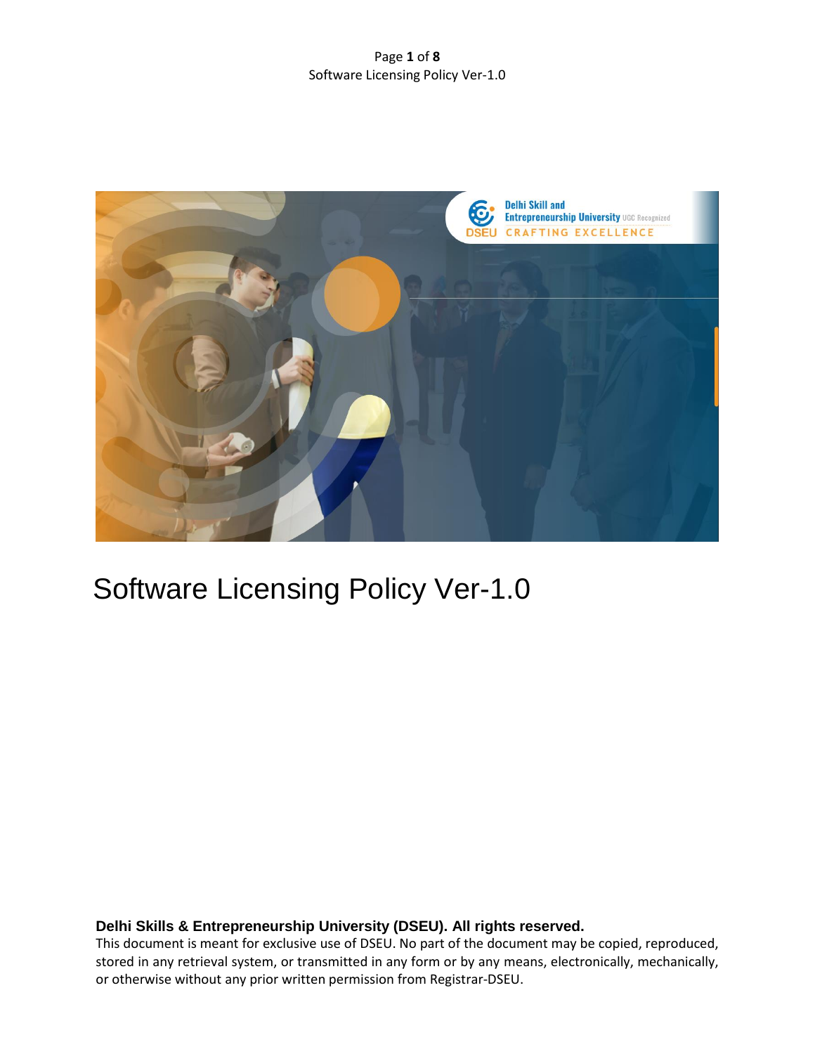# Software Licensing Policy Ver-1.0

**Delhi Skills & Entrepreneurship University (DSEU). All rights reserved.**

This document is meant for exclusive use of DSEU. No part of the document may be copied, reproduced, stored in any retrieval system, or transmitted in any form or by any means, electronically, mechanically, or otherwise without any prior written permission from Registrar-DSEU.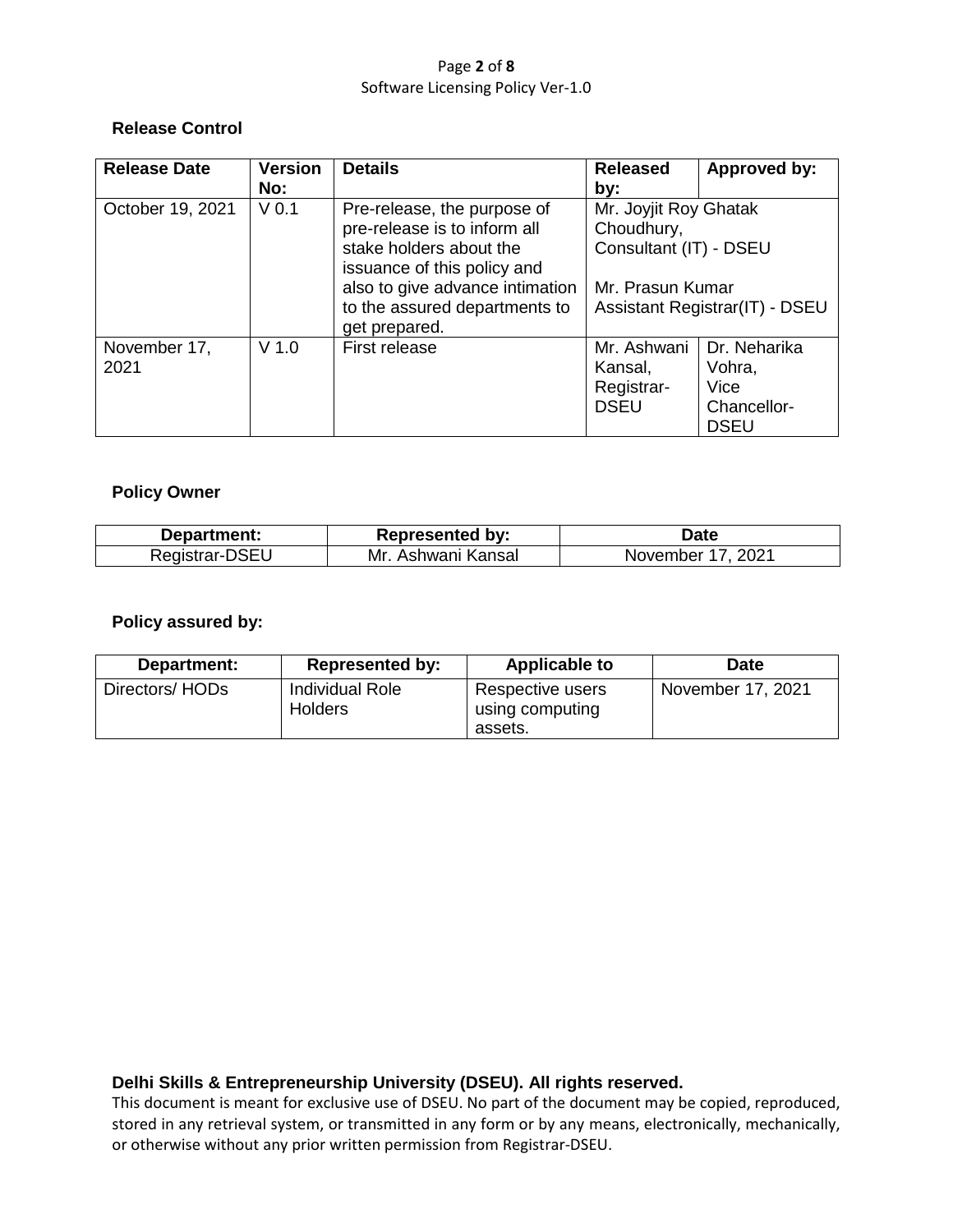**Release Control**

| Release Date | Version No: | Details | Released by: | Approved by: |
|---|---|---|---|---|
| October 19, 2021 | V 0.1 | Pre-release, the purpose of pre-release is to inform all stake holders about the issuance of this policy and also to give advance intimation to the assured departments to get prepared. | Mr. Joyjit Roy Ghatak Choudhury, Consultant (IT) - DSEU<br><br>Mr. Prasun Kumar Assistant Registrar(IT) - DSEU | |
| November 17, 2021 | V 1.0 | First release | Mr. Ashwani Kansal, Registrar-DSEU | Dr. Neharika Vohra, Vice Chancellor-DSEU |

**Policy Owner**

| Department: | Represented by: | Date |
|---|---|---|
| Registrar-DSEU | Mr. Ashwani Kansal | November 17, 2021 |

**Policy assured by:**

| Department: | Represented by: | Applicable to | Date |
|---|---|---|---|
| Directors/ HODs | Individual Role Holders | Respective users using computing assets. | November 17, 2021 |

**Delhi Skills & Entrepreneurship University (DSEU). All rights reserved.**

This document is meant for exclusive use of DSEU. No part of the document may be copied, reproduced, stored in any retrieval system, or transmitted in any form or by any means, electronically, mechanically, or otherwise without any prior written permission from Registrar-DSEU.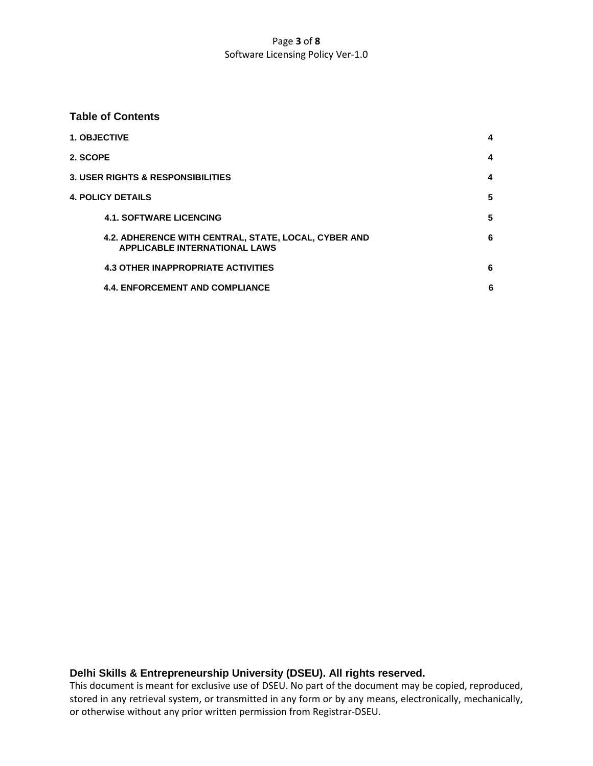## Table of Contents

| | |
|---|---|
| **1. OBJECTIVE** | **4** |
| **2. SCOPE** | **4** |
| **3. USER RIGHTS & RESPONSIBILITIES** | **4** |
| **4. POLICY DETAILS** | **5** |
| **4.1. SOFTWARE LICENCING** | **5** |
| **4.2. ADHERENCE WITH CENTRAL, STATE, LOCAL, CYBER AND APPLICABLE INTERNATIONAL LAWS** | **6** |
| **4.3 OTHER INAPPROPRIATE ACTIVITIES** | **6** |
| **4.4. ENFORCEMENT AND COMPLIANCE** | **6** |

**Delhi Skills & Entrepreneurship University (DSEU). All rights reserved.**

This document is meant for exclusive use of DSEU. No part of the document may be copied, reproduced, stored in any retrieval system, or transmitted in any form or by any means, electronically, mechanically, or otherwise without any prior written permission from Registrar-DSEU.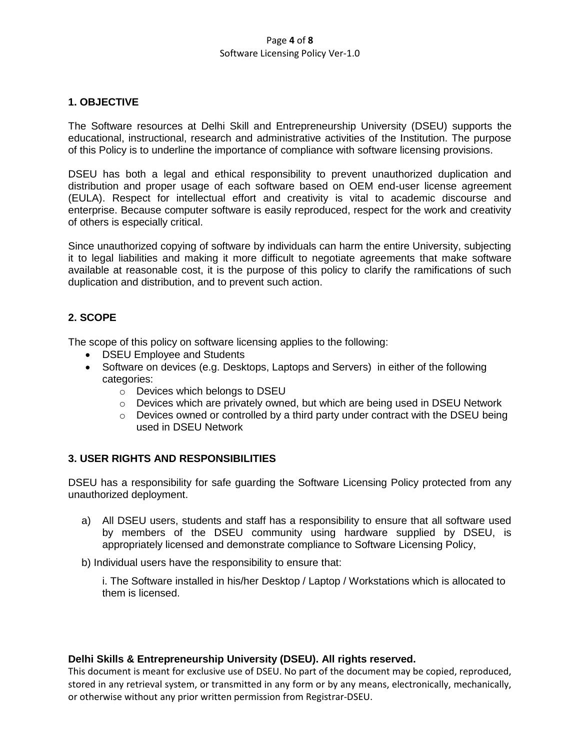## 1. OBJECTIVE

The Software resources at Delhi Skill and Entrepreneurship University (DSEU) supports the educational, instructional, research and administrative activities of the Institution. The purpose of this Policy is to underline the importance of compliance with software licensing provisions.

DSEU has both a legal and ethical responsibility to prevent unauthorized duplication and distribution and proper usage of each software based on OEM end-user license agreement (EULA). Respect for intellectual effort and creativity is vital to academic discourse and enterprise. Because computer software is easily reproduced, respect for the work and creativity of others is especially critical.

Since unauthorized copying of software by individuals can harm the entire University, subjecting it to legal liabilities and making it more difficult to negotiate agreements that make software available at reasonable cost, it is the purpose of this policy to clarify the ramifications of such duplication and distribution, and to prevent such action.

## 2. SCOPE

The scope of this policy on software licensing applies to the following:

- DSEU Employee and Students
- Software on devices (e.g. Desktops, Laptops and Servers) in either of the following categories:
  - Devices which belongs to DSEU
  - Devices which are privately owned, but which are being used in DSEU Network
  - Devices owned or controlled by a third party under contract with the DSEU being used in DSEU Network

## 3. USER RIGHTS AND RESPONSIBILITIES

DSEU has a responsibility for safe guarding the Software Licensing Policy protected from any unauthorized deployment.

a) All DSEU users, students and staff has a responsibility to ensure that all software used by members of the DSEU community using hardware supplied by DSEU, is appropriately licensed and demonstrate compliance to Software Licensing Policy,

b) Individual users have the responsibility to ensure that:

i. The Software installed in his/her Desktop / Laptop / Workstations which is allocated to them is licensed.

**Delhi Skills & Entrepreneurship University (DSEU). All rights reserved.**
This document is meant for exclusive use of DSEU. No part of the document may be copied, reproduced, stored in any retrieval system, or transmitted in any form or by any means, electronically, mechanically, or otherwise without any prior written permission from Registrar-DSEU.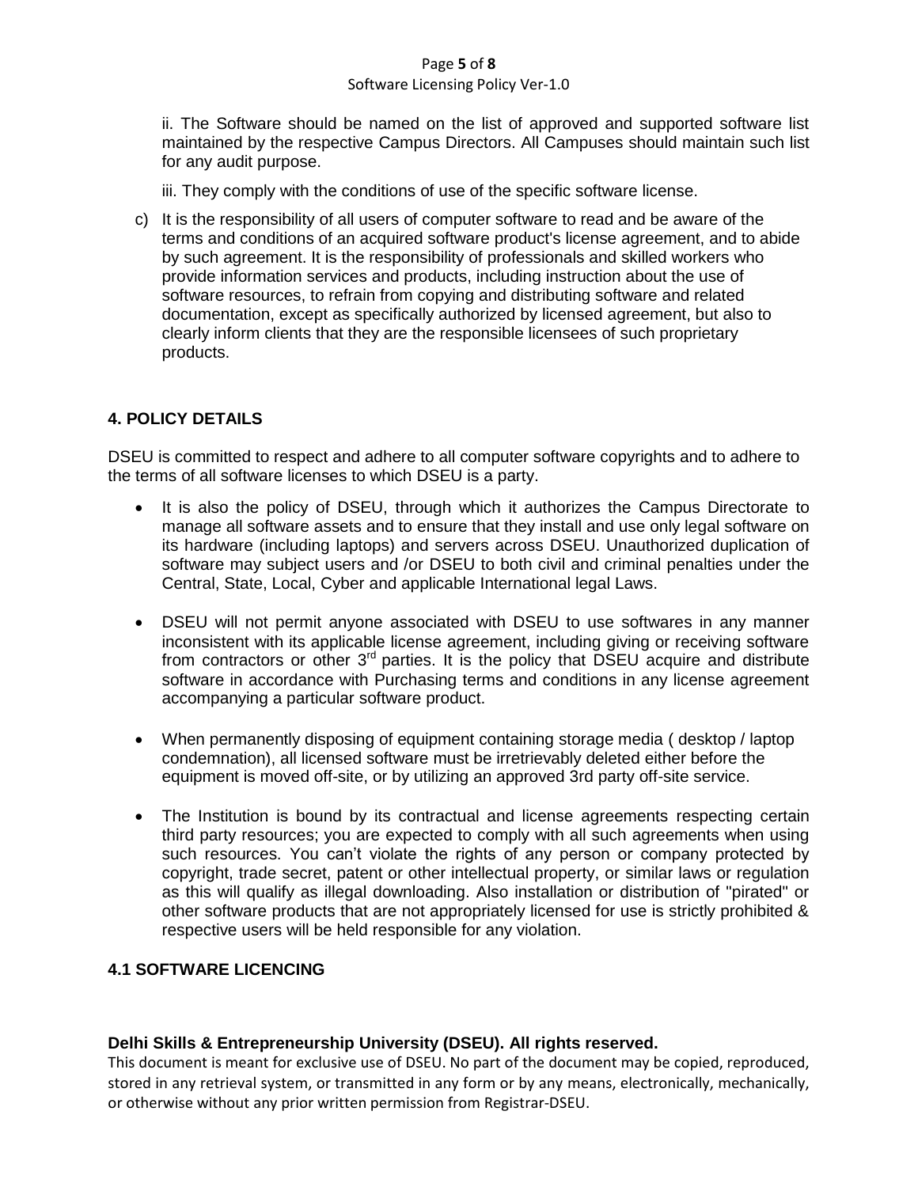ii. The Software should be named on the list of approved and supported software list maintained by the respective Campus Directors. All Campuses should maintain such list for any audit purpose.

iii. They comply with the conditions of use of the specific software license.

c) It is the responsibility of all users of computer software to read and be aware of the terms and conditions of an acquired software product's license agreement, and to abide by such agreement. It is the responsibility of professionals and skilled workers who provide information services and products, including instruction about the use of software resources, to refrain from copying and distributing software and related documentation, except as specifically authorized by licensed agreement, but also to clearly inform clients that they are the responsible licensees of such proprietary products.

## 4. POLICY DETAILS

DSEU is committed to respect and adhere to all computer software copyrights and to adhere to the terms of all software licenses to which DSEU is a party.

- It is also the policy of DSEU, through which it authorizes the Campus Directorate to manage all software assets and to ensure that they install and use only legal software on its hardware (including laptops) and servers across DSEU. Unauthorized duplication of software may subject users and /or DSEU to both civil and criminal penalties under the Central, State, Local, Cyber and applicable International legal Laws.

- DSEU will not permit anyone associated with DSEU to use softwares in any manner inconsistent with its applicable license agreement, including giving or receiving software from contractors or other 3rd parties. It is the policy that DSEU acquire and distribute software in accordance with Purchasing terms and conditions in any license agreement accompanying a particular software product.

- When permanently disposing of equipment containing storage media ( desktop / laptop condemnation), all licensed software must be irretrievably deleted either before the equipment is moved off-site, or by utilizing an approved 3rd party off-site service.

- The Institution is bound by its contractual and license agreements respecting certain third party resources; you are expected to comply with all such agreements when using such resources. You can't violate the rights of any person or company protected by copyright, trade secret, patent or other intellectual property, or similar laws or regulation as this will qualify as illegal downloading. Also installation or distribution of "pirated" or other software products that are not appropriately licensed for use is strictly prohibited & respective users will be held responsible for any violation.

### 4.1 SOFTWARE LICENCING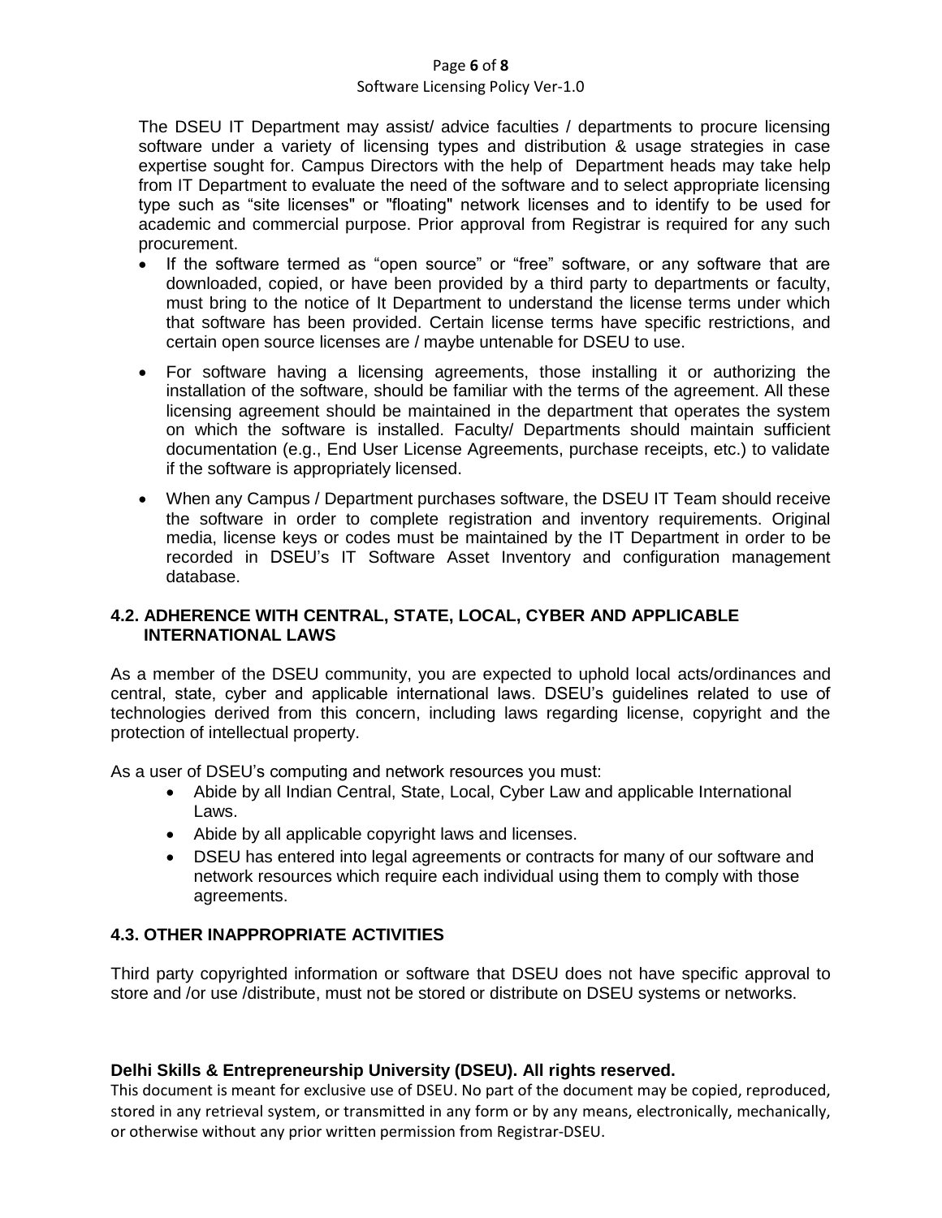The DSEU IT Department may assist/ advice faculties / departments to procure licensing software under a variety of licensing types and distribution & usage strategies in case expertise sought for. Campus Directors with the help of Department heads may take help from IT Department to evaluate the need of the software and to select appropriate licensing type such as "site licenses" or "floating" network licenses and to identify to be used for academic and commercial purpose. Prior approval from Registrar is required for any such procurement.

- If the software termed as "open source" or "free" software, or any software that are downloaded, copied, or have been provided by a third party to departments or faculty, must bring to the notice of It Department to understand the license terms under which that software has been provided. Certain license terms have specific restrictions, and certain open source licenses are / maybe untenable for DSEU to use.
- For software having a licensing agreements, those installing it or authorizing the installation of the software, should be familiar with the terms of the agreement. All these licensing agreement should be maintained in the department that operates the system on which the software is installed. Faculty/ Departments should maintain sufficient documentation (e.g., End User License Agreements, purchase receipts, etc.) to validate if the software is appropriately licensed.
- When any Campus / Department purchases software, the DSEU IT Team should receive the software in order to complete registration and inventory requirements. Original media, license keys or codes must be maintained by the IT Department in order to be recorded in DSEU's IT Software Asset Inventory and configuration management database.

### 4.2. ADHERENCE WITH CENTRAL, STATE, LOCAL, CYBER AND APPLICABLE INTERNATIONAL LAWS

As a member of the DSEU community, you are expected to uphold local acts/ordinances and central, state, cyber and applicable international laws. DSEU's guidelines related to use of technologies derived from this concern, including laws regarding license, copyright and the protection of intellectual property.

As a user of DSEU's computing and network resources you must:

- Abide by all Indian Central, State, Local, Cyber Law and applicable International Laws.
- Abide by all applicable copyright laws and licenses.
- DSEU has entered into legal agreements or contracts for many of our software and network resources which require each individual using them to comply with those agreements.

### 4.3. OTHER INAPPROPRIATE ACTIVITIES

Third party copyrighted information or software that DSEU does not have specific approval to store and /or use /distribute, must not be stored or distribute on DSEU systems or networks.

**Delhi Skills & Entrepreneurship University (DSEU). All rights reserved.**

This document is meant for exclusive use of DSEU. No part of the document may be copied, reproduced, stored in any retrieval system, or transmitted in any form or by any means, electronically, mechanically, or otherwise without any prior written permission from Registrar-DSEU.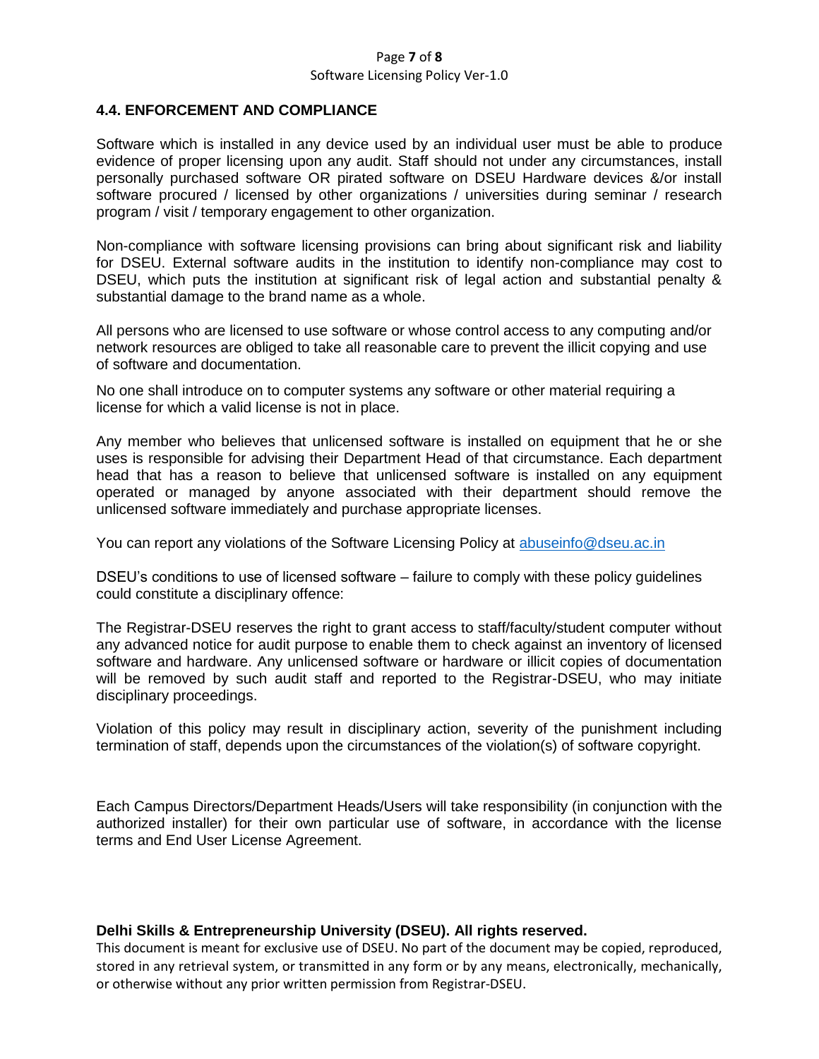### 4.4. ENFORCEMENT AND COMPLIANCE

Software which is installed in any device used by an individual user must be able to produce evidence of proper licensing upon any audit. Staff should not under any circumstances, install personally purchased software OR pirated software on DSEU Hardware devices &/or install software procured / licensed by other organizations / universities during seminar / research program / visit / temporary engagement to other organization.

Non-compliance with software licensing provisions can bring about significant risk and liability for DSEU. External software audits in the institution to identify non-compliance may cost to DSEU, which puts the institution at significant risk of legal action and substantial penalty & substantial damage to the brand name as a whole.

All persons who are licensed to use software or whose control access to any computing and/or network resources are obliged to take all reasonable care to prevent the illicit copying and use of software and documentation.

No one shall introduce on to computer systems any software or other material requiring a license for which a valid license is not in place.

Any member who believes that unlicensed software is installed on equipment that he or she uses is responsible for advising their Department Head of that circumstance. Each department head that has a reason to believe that unlicensed software is installed on any equipment operated or managed by anyone associated with their department should remove the unlicensed software immediately and purchase appropriate licenses.

You can report any violations of the Software Licensing Policy at abuseinfo@dseu.ac.in

DSEU's conditions to use of licensed software – failure to comply with these policy guidelines could constitute a disciplinary offence:

The Registrar-DSEU reserves the right to grant access to staff/faculty/student computer without any advanced notice for audit purpose to enable them to check against an inventory of licensed software and hardware. Any unlicensed software or hardware or illicit copies of documentation will be removed by such audit staff and reported to the Registrar-DSEU, who may initiate disciplinary proceedings.

Violation of this policy may result in disciplinary action, severity of the punishment including termination of staff, depends upon the circumstances of the violation(s) of software copyright.

Each Campus Directors/Department Heads/Users will take responsibility (in conjunction with the authorized installer) for their own particular use of software, in accordance with the license terms and End User License Agreement.

**Delhi Skills & Entrepreneurship University (DSEU). All rights reserved.**

This document is meant for exclusive use of DSEU. No part of the document may be copied, reproduced, stored in any retrieval system, or transmitted in any form or by any means, electronically, mechanically, or otherwise without any prior written permission from Registrar-DSEU.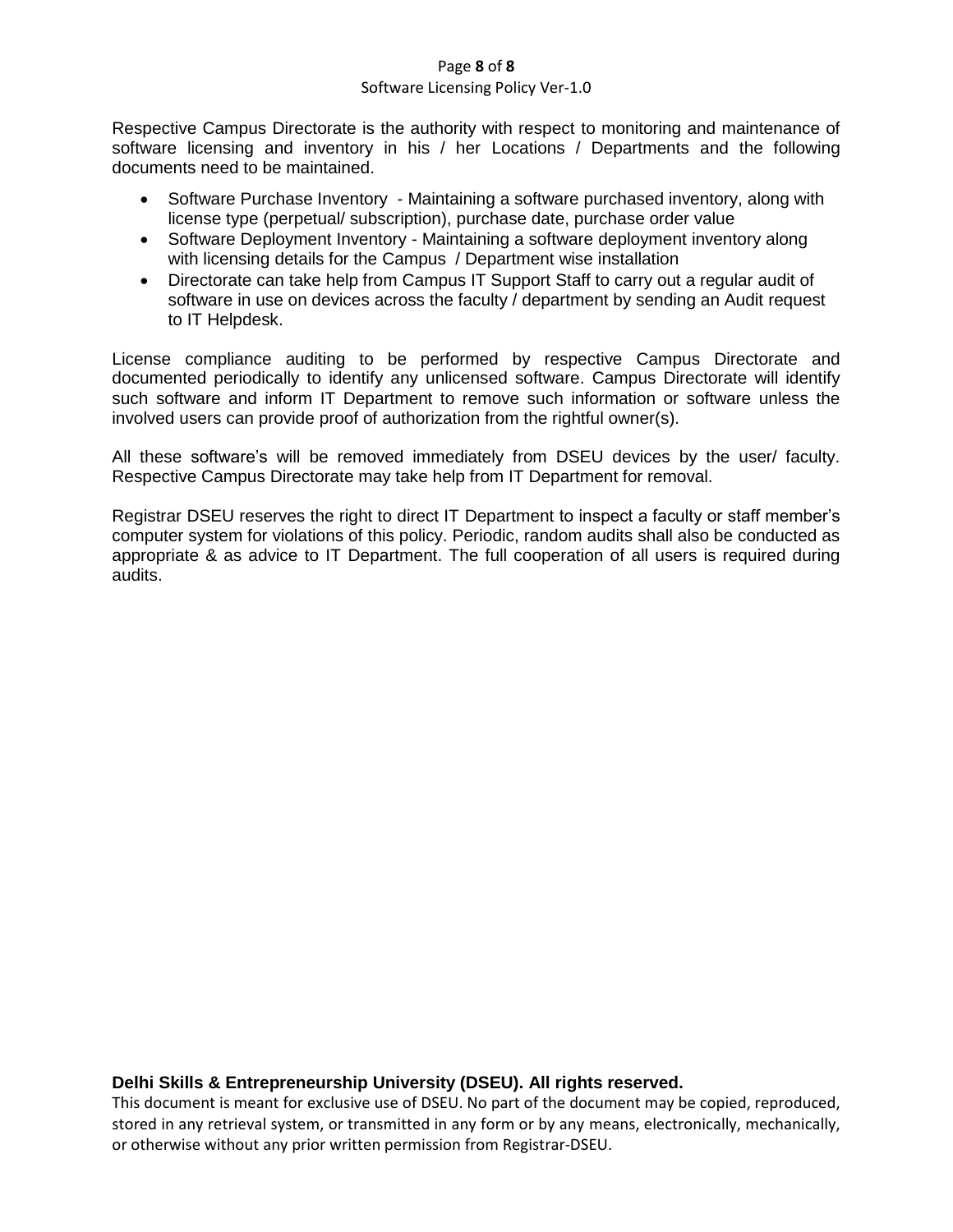Respective Campus Directorate is the authority with respect to monitoring and maintenance of software licensing and inventory in his / her Locations / Departments and the following documents need to be maintained.

- Software Purchase Inventory - Maintaining a software purchased inventory, along with license type (perpetual/ subscription), purchase date, purchase order value
- Software Deployment Inventory - Maintaining a software deployment inventory along with licensing details for the Campus / Department wise installation
- Directorate can take help from Campus IT Support Staff to carry out a regular audit of software in use on devices across the faculty / department by sending an Audit request to IT Helpdesk.

License compliance auditing to be performed by respective Campus Directorate and documented periodically to identify any unlicensed software. Campus Directorate will identify such software and inform IT Department to remove such information or software unless the involved users can provide proof of authorization from the rightful owner(s).

All these software's will be removed immediately from DSEU devices by the user/ faculty. Respective Campus Directorate may take help from IT Department for removal.

Registrar DSEU reserves the right to direct IT Department to inspect a faculty or staff member's computer system for violations of this policy. Periodic, random audits shall also be conducted as appropriate & as advice to IT Department. The full cooperation of all users is required during audits.

**Delhi Skills & Entrepreneurship University (DSEU). All rights reserved.**

This document is meant for exclusive use of DSEU. No part of the document may be copied, reproduced, stored in any retrieval system, or transmitted in any form or by any means, electronically, mechanically, or otherwise without any prior written permission from Registrar-DSEU.